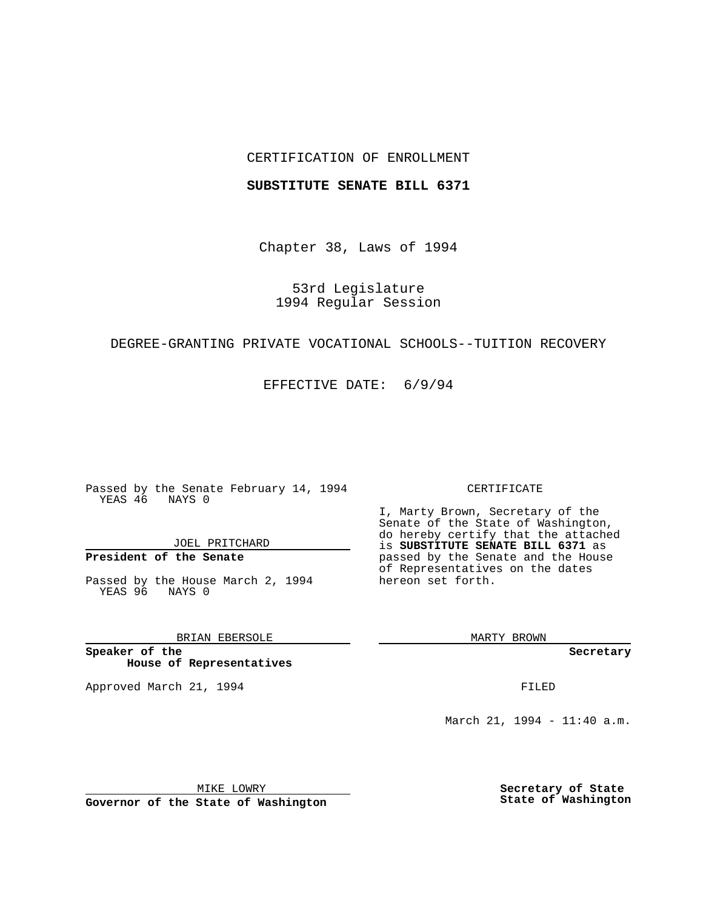CERTIFICATION OF ENROLLMENT

**SUBSTITUTE SENATE BILL 6371**

Chapter 38, Laws of 1994

53rd Legislature
1994 Regular Session

DEGREE-GRANTING PRIVATE VOCATIONAL SCHOOLS--TUITION RECOVERY

EFFECTIVE DATE: 6/9/94

Passed by the Senate February 14, 1994
YEAS 46 NAYS 0

JOEL PRITCHARD

**President of the Senate**

Passed by the House March 2, 1994
YEAS 96 NAYS 0

BRIAN EBERSOLE

**Speaker of the House of Representatives**

Approved March 21, 1994

MIKE LOWRY

**Governor of the State of Washington**

CERTIFICATE

I, Marty Brown, Secretary of the Senate of the State of Washington, do hereby certify that the attached is **SUBSTITUTE SENATE BILL 6371** as passed by the Senate and the House of Representatives on the dates hereon set forth.

MARTY BROWN

**Secretary**

FILED

March 21, 1994 - 11:40 a.m.

**Secretary of State State of Washington**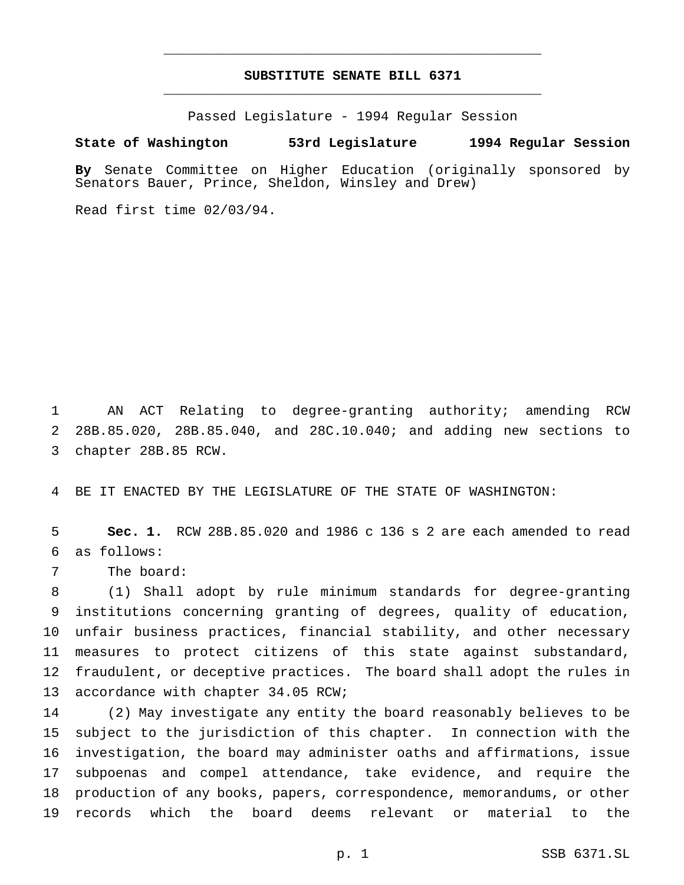# SUBSTITUTE SENATE BILL 6371

Passed Legislature - 1994 Regular Session

**State of Washington 53rd Legislature 1994 Regular Session**

**By** Senate Committee on Higher Education (originally sponsored by Senators Bauer, Prince, Sheldon, Winsley and Drew)

Read first time 02/03/94.

AN ACT Relating to degree-granting authority; amending RCW 28B.85.020, 28B.85.040, and 28C.10.040; and adding new sections to chapter 28B.85 RCW.

BE IT ENACTED BY THE LEGISLATURE OF THE STATE OF WASHINGTON:

**Sec. 1.** RCW 28B.85.020 and 1986 c 136 s 2 are each amended to read as follows:

The board:

(1) Shall adopt by rule minimum standards for degree-granting institutions concerning granting of degrees, quality of education, unfair business practices, financial stability, and other necessary measures to protect citizens of this state against substandard, fraudulent, or deceptive practices. The board shall adopt the rules in accordance with chapter 34.05 RCW;

(2) May investigate any entity the board reasonably believes to be subject to the jurisdiction of this chapter. In connection with the investigation, the board may administer oaths and affirmations, issue subpoenas and compel attendance, take evidence, and require the production of any books, papers, correspondence, memorandums, or other records which the board deems relevant or material to the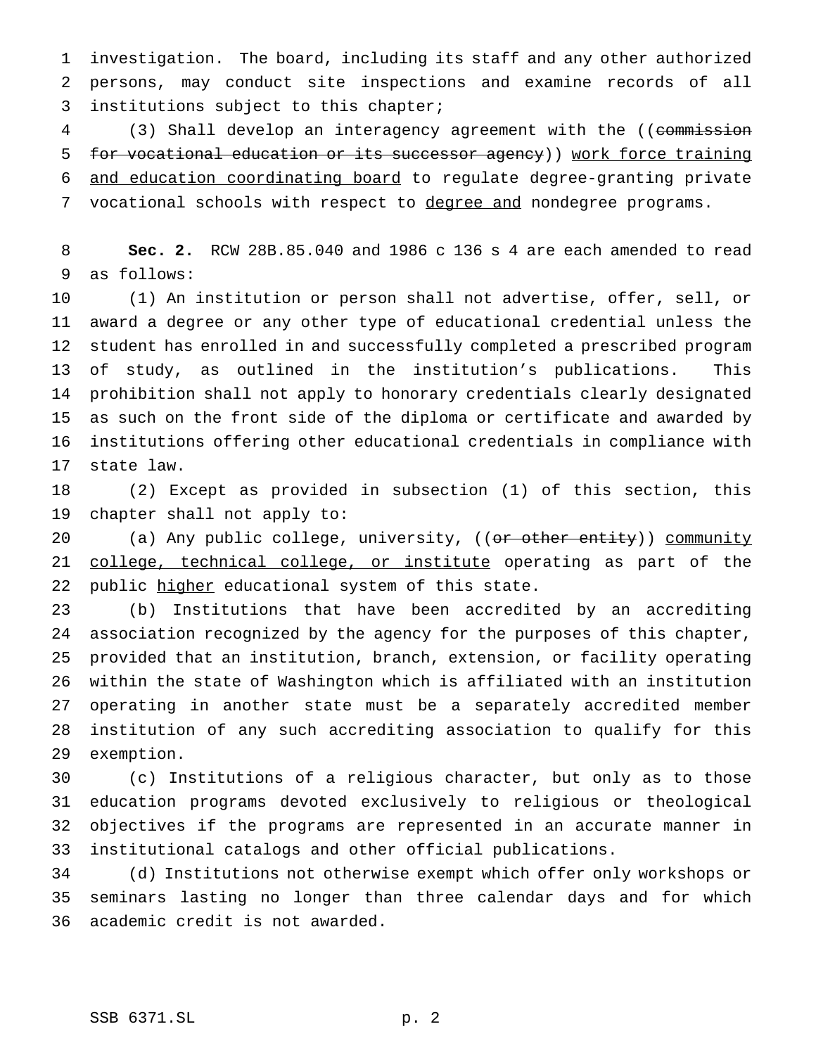investigation. The board, including its staff and any other authorized persons, may conduct site inspections and examine records of all institutions subject to this chapter;

(3) Shall develop an interagency agreement with the ((~~commission for vocational education or its successor agency~~)) <u>work force training and education coordinating board</u> to regulate degree-granting private vocational schools with respect to <u>degree and</u> nondegree programs.

**Sec. 2.** RCW 28B.85.040 and 1986 c 136 s 4 are each amended to read as follows:

(1) An institution or person shall not advertise, offer, sell, or award a degree or any other type of educational credential unless the student has enrolled in and successfully completed a prescribed program of study, as outlined in the institution's publications. This prohibition shall not apply to honorary credentials clearly designated as such on the front side of the diploma or certificate and awarded by institutions offering other educational credentials in compliance with state law.

(2) Except as provided in subsection (1) of this section, this chapter shall not apply to:

(a) Any public college, university, ((~~or other entity~~)) <u>community college, technical college, or institute</u> operating as part of the public <u>higher</u> educational system of this state.

(b) Institutions that have been accredited by an accrediting association recognized by the agency for the purposes of this chapter, provided that an institution, branch, extension, or facility operating within the state of Washington which is affiliated with an institution operating in another state must be a separately accredited member institution of any such accrediting association to qualify for this exemption.

(c) Institutions of a religious character, but only as to those education programs devoted exclusively to religious or theological objectives if the programs are represented in an accurate manner in institutional catalogs and other official publications.

(d) Institutions not otherwise exempt which offer only workshops or seminars lasting no longer than three calendar days and for which academic credit is not awarded.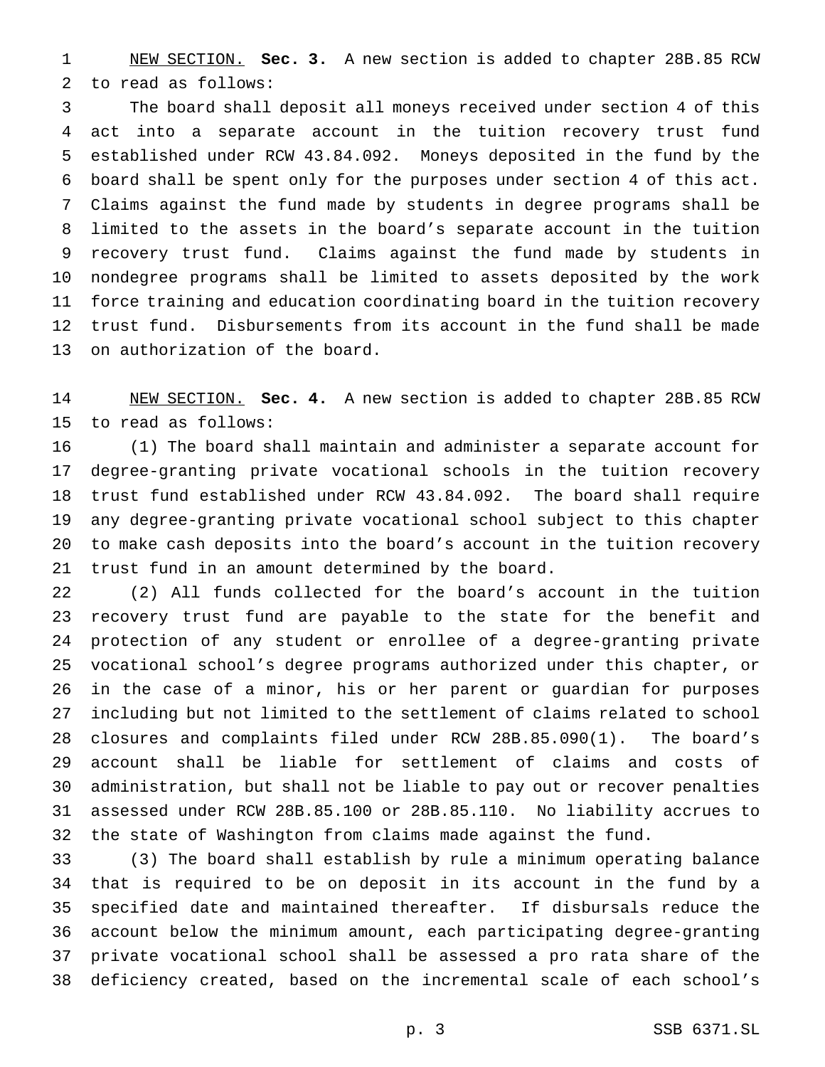NEW SECTION. **Sec. 3.** A new section is added to chapter 28B.85 RCW to read as follows:

The board shall deposit all moneys received under section 4 of this act into a separate account in the tuition recovery trust fund established under RCW 43.84.092. Moneys deposited in the fund by the board shall be spent only for the purposes under section 4 of this act. Claims against the fund made by students in degree programs shall be limited to the assets in the board's separate account in the tuition recovery trust fund. Claims against the fund made by students in nondegree programs shall be limited to assets deposited by the work force training and education coordinating board in the tuition recovery trust fund. Disbursements from its account in the fund shall be made on authorization of the board.

NEW SECTION. **Sec. 4.** A new section is added to chapter 28B.85 RCW to read as follows:

(1) The board shall maintain and administer a separate account for degree-granting private vocational schools in the tuition recovery trust fund established under RCW 43.84.092. The board shall require any degree-granting private vocational school subject to this chapter to make cash deposits into the board's account in the tuition recovery trust fund in an amount determined by the board.

(2) All funds collected for the board's account in the tuition recovery trust fund are payable to the state for the benefit and protection of any student or enrollee of a degree-granting private vocational school's degree programs authorized under this chapter, or in the case of a minor, his or her parent or guardian for purposes including but not limited to the settlement of claims related to school closures and complaints filed under RCW 28B.85.090(1). The board's account shall be liable for settlement of claims and costs of administration, but shall not be liable to pay out or recover penalties assessed under RCW 28B.85.100 or 28B.85.110. No liability accrues to the state of Washington from claims made against the fund.

(3) The board shall establish by rule a minimum operating balance that is required to be on deposit in its account in the fund by a specified date and maintained thereafter. If disbursals reduce the account below the minimum amount, each participating degree-granting private vocational school shall be assessed a pro rata share of the deficiency created, based on the incremental scale of each school's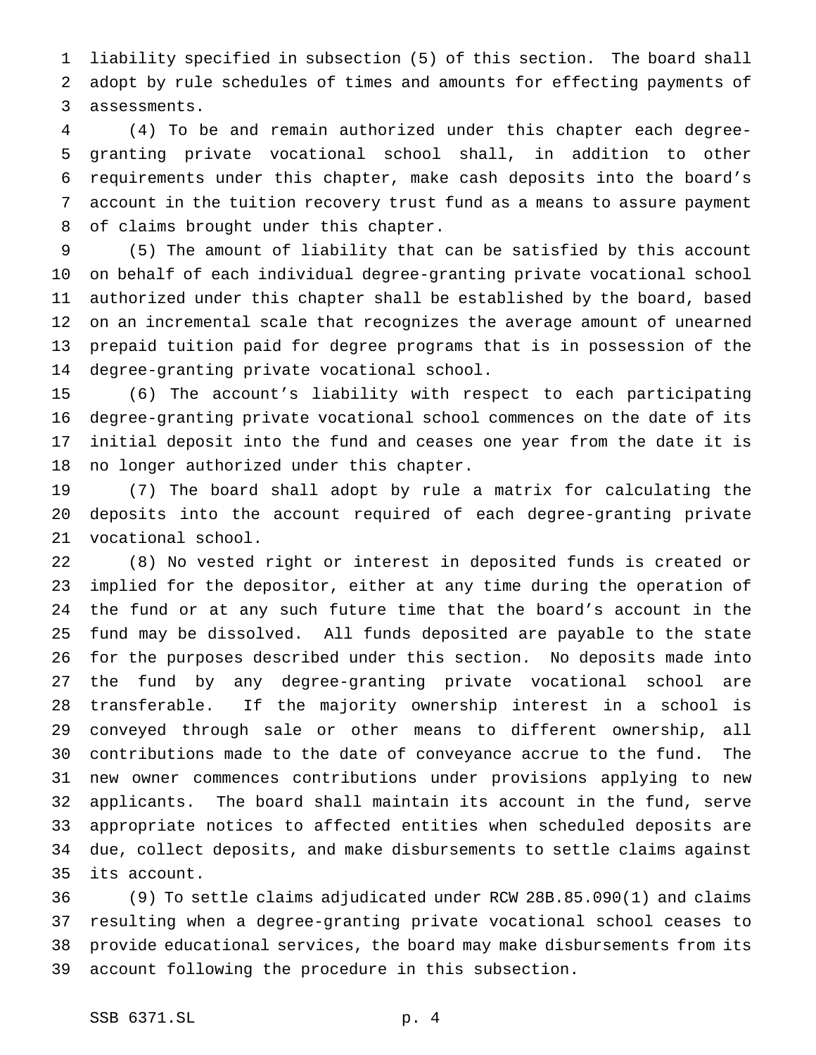liability specified in subsection (5) of this section. The board shall adopt by rule schedules of times and amounts for effecting payments of assessments.

(4) To be and remain authorized under this chapter each degree-granting private vocational school shall, in addition to other requirements under this chapter, make cash deposits into the board's account in the tuition recovery trust fund as a means to assure payment of claims brought under this chapter.

(5) The amount of liability that can be satisfied by this account on behalf of each individual degree-granting private vocational school authorized under this chapter shall be established by the board, based on an incremental scale that recognizes the average amount of unearned prepaid tuition paid for degree programs that is in possession of the degree-granting private vocational school.

(6) The account's liability with respect to each participating degree-granting private vocational school commences on the date of its initial deposit into the fund and ceases one year from the date it is no longer authorized under this chapter.

(7) The board shall adopt by rule a matrix for calculating the deposits into the account required of each degree-granting private vocational school.

(8) No vested right or interest in deposited funds is created or implied for the depositor, either at any time during the operation of the fund or at any such future time that the board's account in the fund may be dissolved. All funds deposited are payable to the state for the purposes described under this section. No deposits made into the fund by any degree-granting private vocational school are transferable. If the majority ownership interest in a school is conveyed through sale or other means to different ownership, all contributions made to the date of conveyance accrue to the fund. The new owner commences contributions under provisions applying to new applicants. The board shall maintain its account in the fund, serve appropriate notices to affected entities when scheduled deposits are due, collect deposits, and make disbursements to settle claims against its account.

(9) To settle claims adjudicated under RCW 28B.85.090(1) and claims resulting when a degree-granting private vocational school ceases to provide educational services, the board may make disbursements from its account following the procedure in this subsection.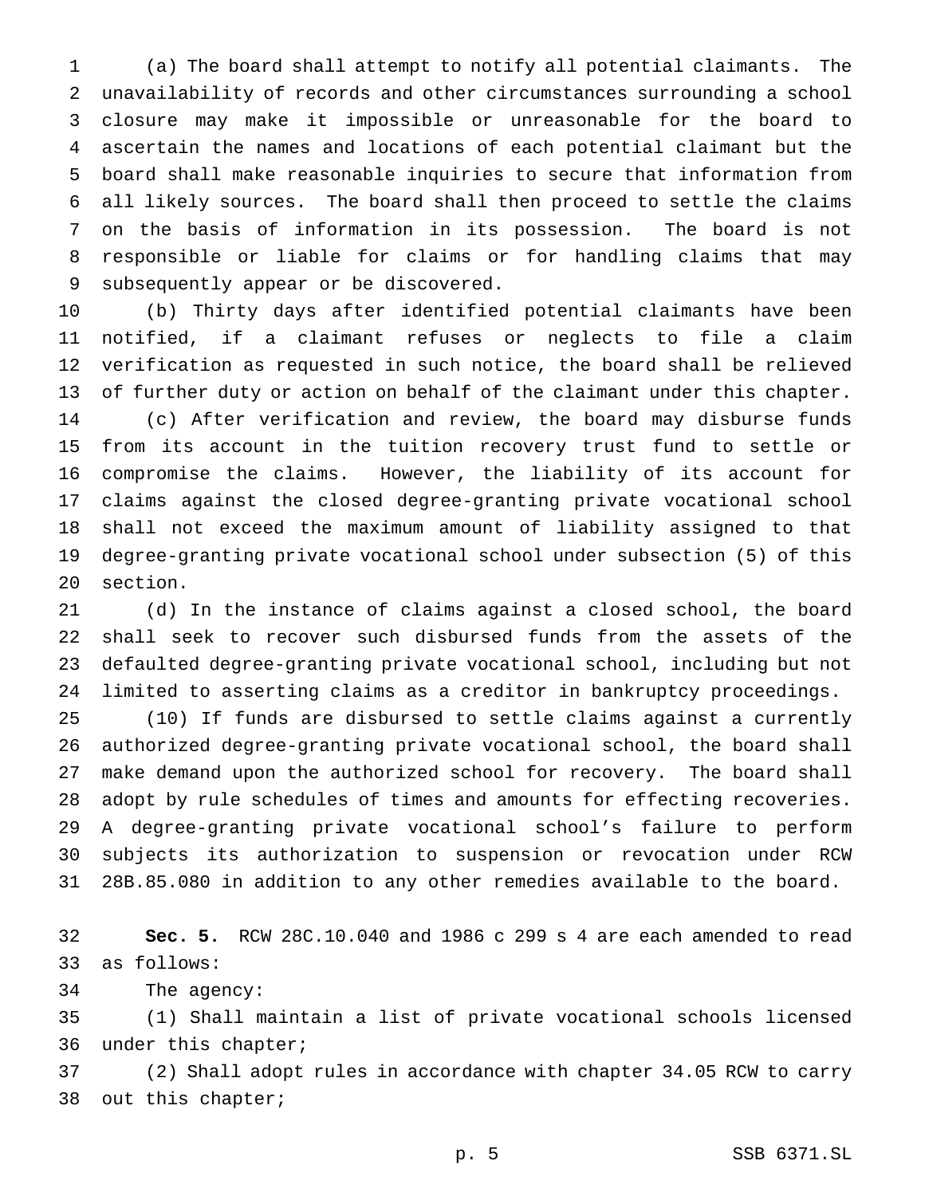(a) The board shall attempt to notify all potential claimants. The unavailability of records and other circumstances surrounding a school closure may make it impossible or unreasonable for the board to ascertain the names and locations of each potential claimant but the board shall make reasonable inquiries to secure that information from all likely sources. The board shall then proceed to settle the claims on the basis of information in its possession. The board is not responsible or liable for claims or for handling claims that may subsequently appear or be discovered.

(b) Thirty days after identified potential claimants have been notified, if a claimant refuses or neglects to file a claim verification as requested in such notice, the board shall be relieved of further duty or action on behalf of the claimant under this chapter.

(c) After verification and review, the board may disburse funds from its account in the tuition recovery trust fund to settle or compromise the claims. However, the liability of its account for claims against the closed degree-granting private vocational school shall not exceed the maximum amount of liability assigned to that degree-granting private vocational school under subsection (5) of this section.

(d) In the instance of claims against a closed school, the board shall seek to recover such disbursed funds from the assets of the defaulted degree-granting private vocational school, including but not limited to asserting claims as a creditor in bankruptcy proceedings.

(10) If funds are disbursed to settle claims against a currently authorized degree-granting private vocational school, the board shall make demand upon the authorized school for recovery. The board shall adopt by rule schedules of times and amounts for effecting recoveries. A degree-granting private vocational school's failure to perform subjects its authorization to suspension or revocation under RCW 28B.85.080 in addition to any other remedies available to the board.

**Sec. 5.** RCW 28C.10.040 and 1986 c 299 s 4 are each amended to read as follows:

The agency:

(1) Shall maintain a list of private vocational schools licensed under this chapter;

(2) Shall adopt rules in accordance with chapter 34.05 RCW to carry out this chapter;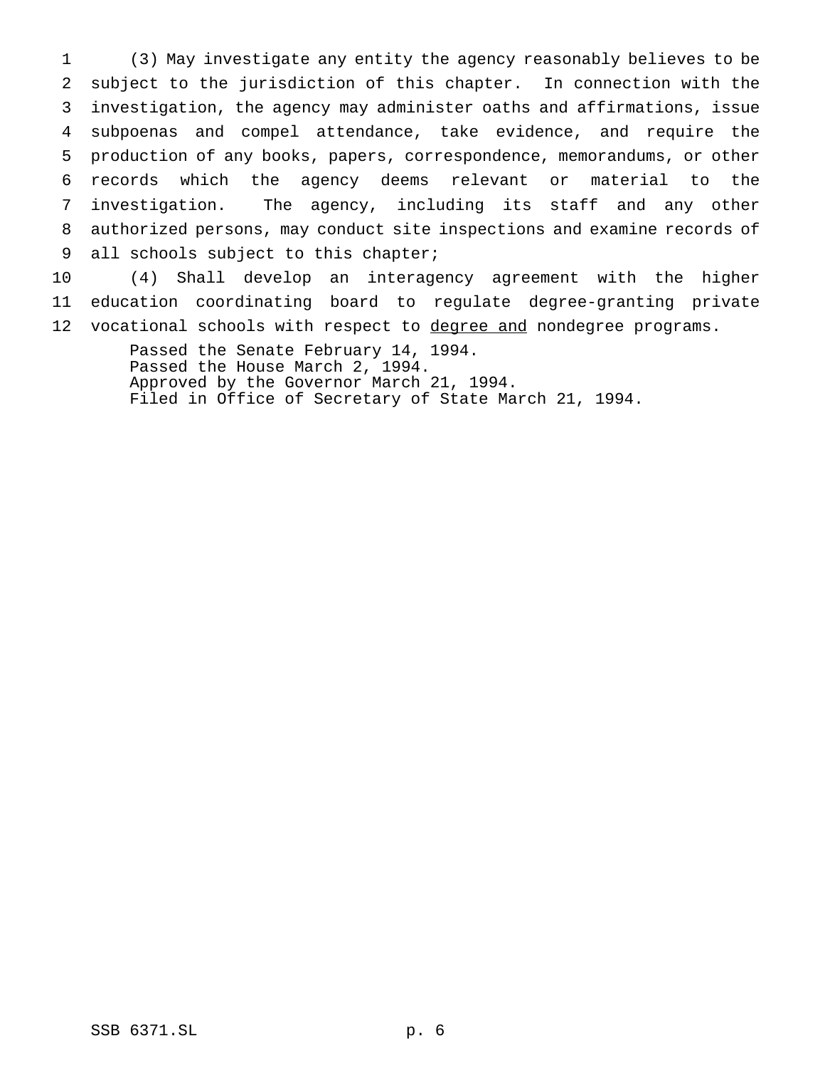(3) May investigate any entity the agency reasonably believes to be subject to the jurisdiction of this chapter. In connection with the investigation, the agency may administer oaths and affirmations, issue subpoenas and compel attendance, take evidence, and require the production of any books, papers, correspondence, memorandums, or other records which the agency deems relevant or material to the investigation. The agency, including its staff and any other authorized persons, may conduct site inspections and examine records of all schools subject to this chapter;

(4) Shall develop an interagency agreement with the higher education coordinating board to regulate degree-granting private vocational schools with respect to <u>degree and</u> nondegree programs.

Passed the Senate February 14, 1994.
Passed the House March 2, 1994.
Approved by the Governor March 21, 1994.
Filed in Office of Secretary of State March 21, 1994.